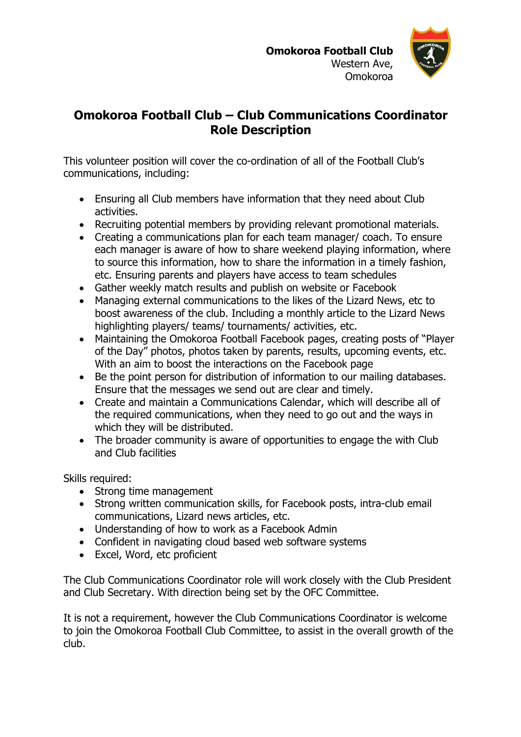**Omokoroa Football Club**
Western Ave,
Omokoroa

# Omokoroa Football Club – Club Communications Coordinator Role Description

This volunteer position will cover the co-ordination of all of the Football Club's communications, including:

- Ensuring all Club members have information that they need about Club activities.
- Recruiting potential members by providing relevant promotional materials.
- Creating a communications plan for each team manager/ coach. To ensure each manager is aware of how to share weekend playing information, where to source this information, how to share the information in a timely fashion, etc. Ensuring parents and players have access to team schedules
- Gather weekly match results and publish on website or Facebook
- Managing external communications to the likes of the Lizard News, etc to boost awareness of the club. Including a monthly article to the Lizard News highlighting players/ teams/ tournaments/ activities, etc.
- Maintaining the Omokoroa Football Facebook pages, creating posts of "Player of the Day" photos, photos taken by parents, results, upcoming events, etc. With an aim to boost the interactions on the Facebook page
- Be the point person for distribution of information to our mailing databases. Ensure that the messages we send out are clear and timely.
- Create and maintain a Communications Calendar, which will describe all of the required communications, when they need to go out and the ways in which they will be distributed.
- The broader community is aware of opportunities to engage the with Club and Club facilities

Skills required:

- Strong time management
- Strong written communication skills, for Facebook posts, intra-club email communications, Lizard news articles, etc.
- Understanding of how to work as a Facebook Admin
- Confident in navigating cloud based web software systems
- Excel, Word, etc proficient

The Club Communications Coordinator role will work closely with the Club President and Club Secretary. With direction being set by the OFC Committee.

It is not a requirement, however the Club Communications Coordinator is welcome to join the Omokoroa Football Club Committee, to assist in the overall growth of the club.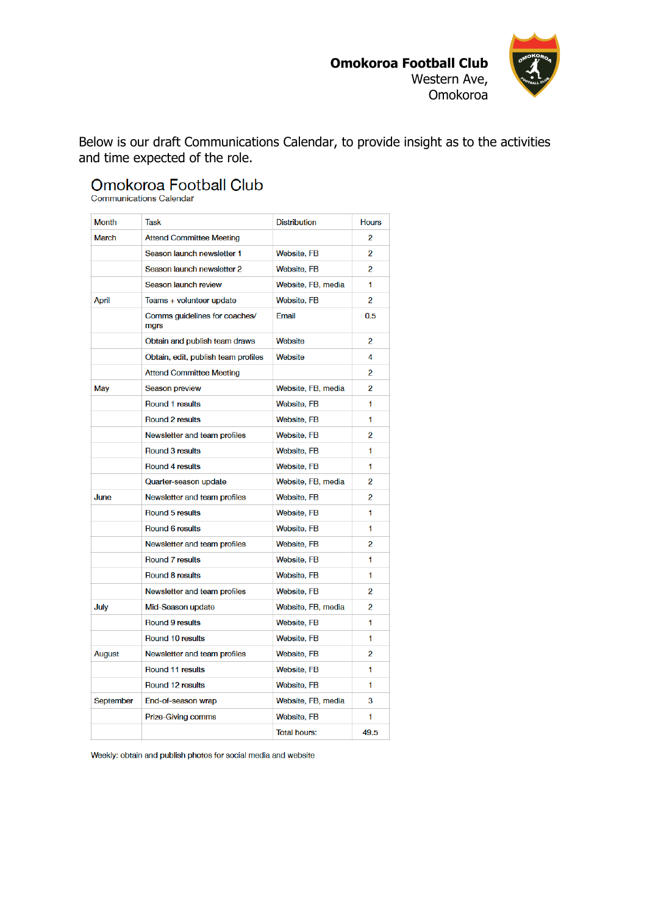**Omokoroa Football Club**
Western Ave,
Omokoroa

Below is our draft Communications Calendar, to provide insight as to the activities and time expected of the role.

# Omokoroa Football Club

Communications Calendar

| Month | Task | Distribution | Hours |
|---|---|---|---|
| March | Attend Committee Meeting | | 2 |
| | Season launch newsletter 1 | Website, FB | 2 |
| | Season launch newsletter 2 | Website, FB | 2 |
| | Season launch review | Website, FB, media | 1 |
| April | Teams + volunteer update | Website, FB | 2 |
| | Comms guidelines for coaches/mgrs | Email | 0.5 |
| | Obtain and publish team draws | Website | 2 |
| | Obtain, edit, publish team profiles | Website | 4 |
| | Attend Committee Meeting | | 2 |
| May | Season preview | Website, FB, media | 2 |
| | Round 1 results | Website, FB | 1 |
| | Round 2 results | Website, FB | 1 |
| | Newsletter and team profiles | Website, FB | 2 |
| | Round 3 results | Website, FB | 1 |
| | Round 4 results | Website, FB | 1 |
| | Quarter-season update | Website, FB, media | 2 |
| June | Newsletter and team profiles | Website, FB | 2 |
| | Round 5 results | Website, FB | 1 |
| | Round 6 results | Website, FB | 1 |
| | Newsletter and team profiles | Website, FB | 2 |
| | Round 7 results | Website, FB | 1 |
| | Round 8 results | Website, FB | 1 |
| | Newsletter and team profiles | Website, FB | 2 |
| July | Mid-Season update | Website, FB, media | 2 |
| | Round 9 results | Website, FB | 1 |
| | Round 10 results | Website, FB | 1 |
| August | Newsletter and team profiles | Website, FB | 2 |
| | Round 11 results | Website, FB | 1 |
| | Round 12 results | Website, FB | 1 |
| September | End-of-season wrap | Website, FB, media | 3 |
| | Prize-Giving comms | Website, FB | 1 |
| | | Total hours: | 49.5 |

Weekly: obtain and publish photos for social media and website